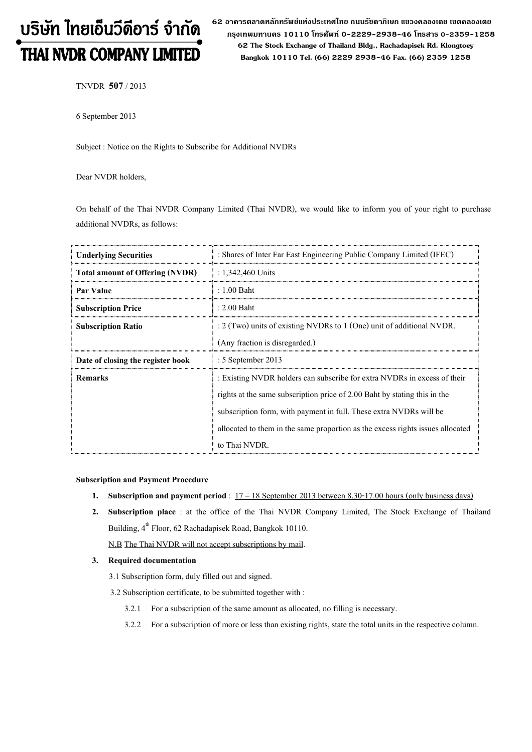# บริษัท ไทยเอ็นวีดีอาร์ จำกัด
# THAI NVDR COMPANY LIMITED

62 อาคารตลาดหลักทรัพย์แห่งประเทศไทย ถนนรัชดาภิเษก แขวงคลองเตย เขตคลองเตย กรุงเทพมหานคร 10110 โทรศัพท์ 0-2229-2938-46 โทรสาร 0-2359-1258
62 The Stock Exchange of Thailand Bldg., Rachadapisek Rd. Klongtoey Bangkok 10110 Tel. (66) 2229 2938-46 Fax. (66) 2359 1258

TNVDR **507** / 2013

6 September 2013

Subject : Notice on the Rights to Subscribe for Additional NVDRs

Dear NVDR holders,

On behalf of the Thai NVDR Company Limited (Thai NVDR), we would like to inform you of your right to purchase additional NVDRs, as follows:

| | |
|---|---|
| **Underlying Securities** | : Shares of Inter Far East Engineering Public Company Limited (IFEC) |
| **Total amount of Offering (NVDR)** | : 1,342,460 Units |
| **Par Value** | : 1.00 Baht |
| **Subscription Price** | : 2.00 Baht |
| **Subscription Ratio** | : 2 (Two) units of existing NVDRs to 1 (One) unit of additional NVDR. (Any fraction is disregarded.) |
| **Date of closing the register book** | : 5 September 2013 |
| **Remarks** | : Existing NVDR holders can subscribe for extra NVDRs in excess of their rights at the same subscription price of 2.00 Baht by stating this in the subscription form, with payment in full. These extra NVDRs will be allocated to them in the same proportion as the excess rights issues allocated to Thai NVDR. |

**Subscription and Payment Procedure**

1. **Subscription and payment period** : 17 – 18 September 2013 between 8.30-17.00 hours (only business days)
2. **Subscription place** : at the office of the Thai NVDR Company Limited, The Stock Exchange of Thailand Building, 4th Floor, 62 Rachadapisek Road, Bangkok 10110.

   N.B The Thai NVDR will not accept subscriptions by mail.
3. **Required documentation**

   3.1 Subscription form, duly filled out and signed.

   3.2 Subscription certificate, to be submitted together with :

   3.2.1 For a subscription of the same amount as allocated, no filling is necessary.

   3.2.2 For a subscription of more or less than existing rights, state the total units in the respective column.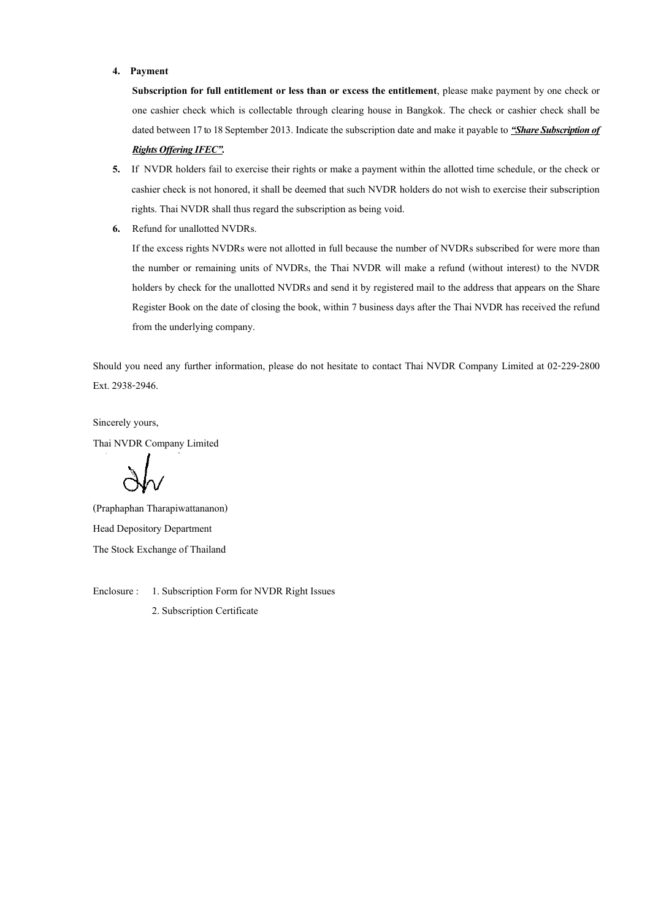4. **Payment**

   **Subscription for full entitlement or less than or excess the entitlement**, please make payment by one check or one cashier check which is collectable through clearing house in Bangkok. The check or cashier check shall be dated between 17 to 18 September 2013. Indicate the subscription date and make it payable to ***"Share Subscription of Rights Offering IFEC".***

5. If NVDR holders fail to exercise their rights or make a payment within the allotted time schedule, or the check or cashier check is not honored, it shall be deemed that such NVDR holders do not wish to exercise their subscription rights. Thai NVDR shall thus regard the subscription as being void.

6. Refund for unallotted NVDRs.

   If the excess rights NVDRs were not allotted in full because the number of NVDRs subscribed for were more than the number or remaining units of NVDRs, the Thai NVDR will make a refund (without interest) to the NVDR holders by check for the unallotted NVDRs and send it by registered mail to the address that appears on the Share Register Book on the date of closing the book, within 7 business days after the Thai NVDR has received the refund from the underlying company.

Should you need any further information, please do not hesitate to contact Thai NVDR Company Limited at 02-229-2800 Ext. 2938-2946.

Sincerely yours,

Thai NVDR Company Limited

(Praphaphan Tharapiwattananon)

Head Depository Department

The Stock Exchange of Thailand

Enclosure : 1. Subscription Form for NVDR Right Issues

2. Subscription Certificate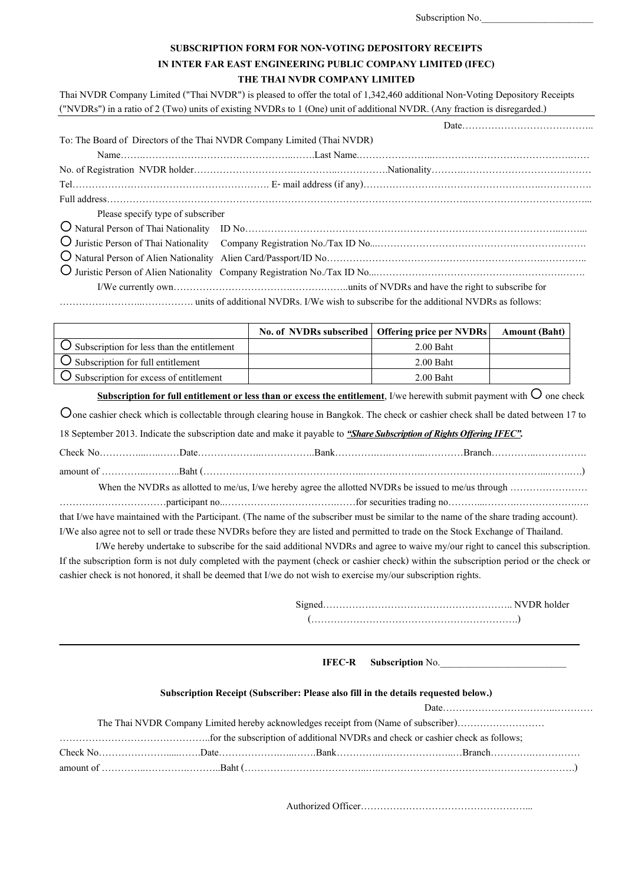Subscription No.______________________

**SUBSCRIPTION FORM FOR NON-VOTING DEPOSITORY RECEIPTS**
**IN INTER FAR EAST ENGINEERING PUBLIC COMPANY LIMITED (IFEC)**
**THE THAI NVDR COMPANY LIMITED**

Thai NVDR Company Limited ("Thai NVDR") is pleased to offer the total of 1,342,460 additional Non-Voting Depository Receipts ("NVDRs") in a ratio of 2 (Two) units of existing NVDRs to 1 (One) unit of additional NVDR. (Any fraction is disregarded.)

Date…………………………………..

To: The Board of Directors of the Thai NVDR Company Limited (Thai NVDR)

Name……..……………………………………..…….Last Name.…………………...……………………………….……

No. of Registration NVDR holder………………………….…………..…………….Nationality……….………………………….………

Tel………………………………………………………. E- mail address (if any)…………………………………………………….…………….

Full address……………………………………………………………………………………………….…………………………………...

Please specify type of subscriber

○ Natural Person of Thai Nationality ID No…………………………………………………………………………………..……...

○ Juristic Person of Thai Nationality Company Registration No./Tax ID No...………………………………………….………………….

○ Natural Person of Alien Nationality Alien Card/Passport/ID No……………………………………………………………….…………..

○ Juristic Person of Alien Nationality Company Registration No./Tax ID No...…………………………………………………….…….

I/We currently own……………………………….……….……..units of NVDRs and have the right to subscribe for ……………………...……………. units of additional NVDRs. I/We wish to subscribe for the additional NVDRs as follows:

| | No. of NVDRs subscribed | Offering price per NVDRs | Amount (Baht) |
|---|---|---|---|
| ○ Subscription for less than the entitlement | | 2.00 Baht | |
| ○ Subscription for full entitlement | | 2.00 Baht | |
| ○ Subscription for excess of entitlement | | 2.00 Baht | |

**Subscription for full entitlement or less than or excess the entitlement**, I/we herewith submit payment with ○ one check ○ one cashier check which is collectable through clearing house in Bangkok. The check or cashier check shall be dated between 17 to 18 September 2013. Indicate the subscription date and make it payable to ***"Share Subscription of Rights Offering IFEC".***

Check No…………...…...……Date………………...……………..Bank…………..….……...…………Branch…………..…………….

amount of …………..………..Baht (…………………………………………..……….………………………………………...…….…)

When the NVDRs as allotted to me/us, I/we hereby agree the allotted NVDRs be issued to me/us through …………………… ……………………………participant no..…………….…………………………for securities trading no………...……….………………….. that I/we have maintained with the Participant. (The name of the subscriber must be similar to the name of the share trading account). I/We also agree not to sell or trade these NVDRs before they are listed and permitted to trade on the Stock Exchange of Thailand.

I/We hereby undertake to subscribe for the said additional NVDRs and agree to waive my/our right to cancel this subscription. If the subscription form is not duly completed with the payment (check or cashier check) within the subscription period or the check or cashier check is not honored, it shall be deemed that I/we do not wish to exercise my/our subscription rights.

Signed………………………………………………….. NVDR holder

(……………………………………………………….)

---

**IFEC-R Subscription** No.________________________

**Subscription Receipt (Subscriber: Please also fill in the details requested below.)**

Date……………………………..…………

The Thai NVDR Company Limited hereby acknowledges receipt from (Name of subscriber)……………………… ………………………………………..for the subscription of additional NVDRs and check or cashier check as follows;

Check No…………………......…….Date…………………..…..…….Bank…………….….……………..…Branch………….……………

amount of …………..………….………..Baht (………………………………..……………………………………………………….)

Authorized Officer…………………………………………...